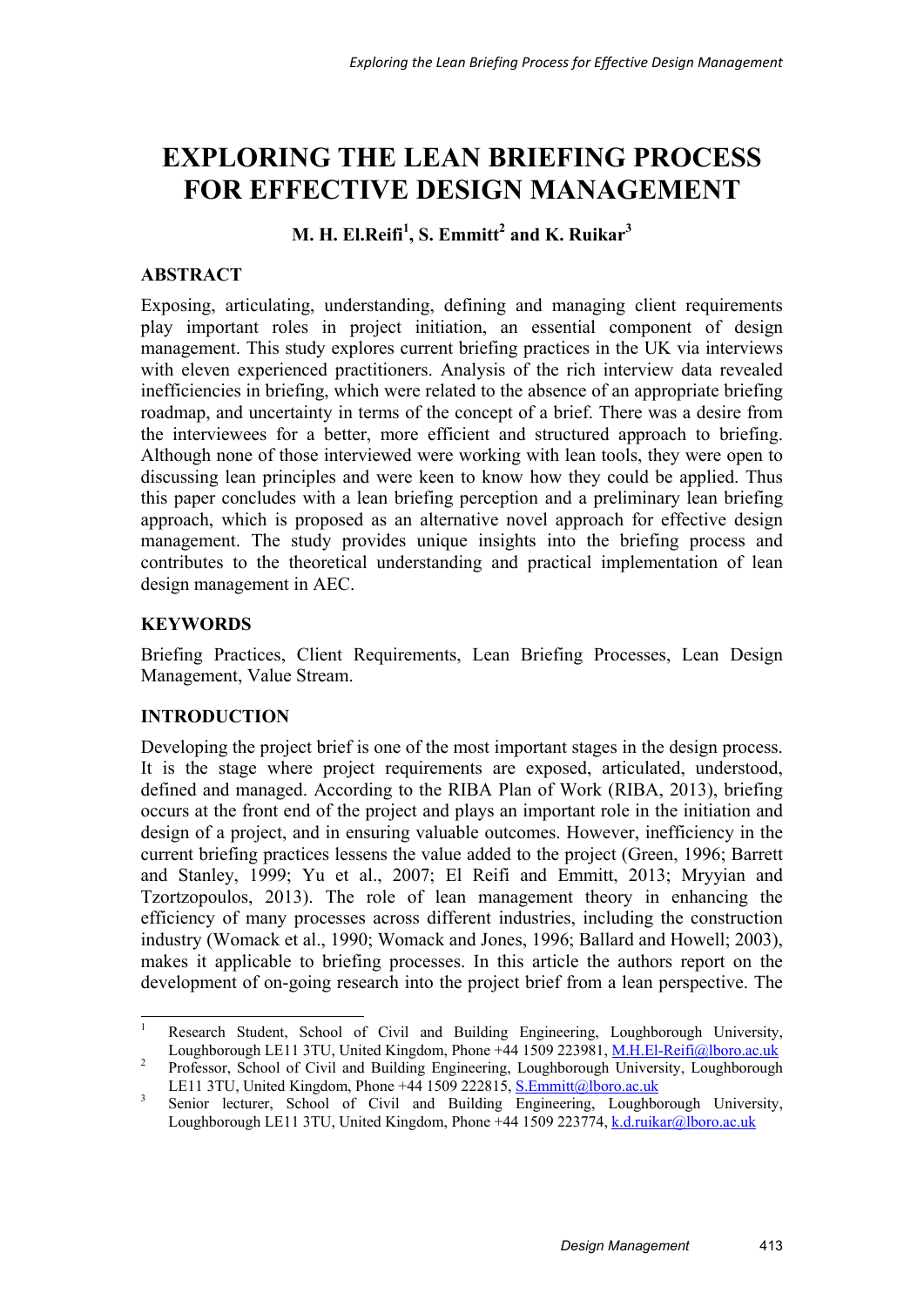# EXPLORING THE LEAN BRIEFING PROCESS FOR EFFECTIVE DESIGN MANAGEMENT

**M. H. El.Reifi[1], S. Emmitt[2] and K. Ruikar[3]**

## ABSTRACT

Exposing, articulating, understanding, defining and managing client requirements play important roles in project initiation, an essential component of design management. This study explores current briefing practices in the UK via interviews with eleven experienced practitioners. Analysis of the rich interview data revealed inefficiencies in briefing, which were related to the absence of an appropriate briefing roadmap, and uncertainty in terms of the concept of a brief. There was a desire from the interviewees for a better, more efficient and structured approach to briefing. Although none of those interviewed were working with lean tools, they were open to discussing lean principles and were keen to know how they could be applied. Thus this paper concludes with a lean briefing perception and a preliminary lean briefing approach, which is proposed as an alternative novel approach for effective design management. The study provides unique insights into the briefing process and contributes to the theoretical understanding and practical implementation of lean design management in AEC.

## KEYWORDS

Briefing Practices, Client Requirements, Lean Briefing Processes, Lean Design Management, Value Stream.

## INTRODUCTION

Developing the project brief is one of the most important stages in the design process. It is the stage where project requirements are exposed, articulated, understood, defined and managed. According to the RIBA Plan of Work (RIBA, 2013), briefing occurs at the front end of the project and plays an important role in the initiation and design of a project, and in ensuring valuable outcomes. However, inefficiency in the current briefing practices lessens the value added to the project (Green, 1996; Barrett and Stanley, 1999; Yu et al., 2007; El Reifi and Emmitt, 2013; Mryyian and Tzortzopoulos, 2013). The role of lean management theory in enhancing the efficiency of many processes across different industries, including the construction industry (Womack et al., 1990; Womack and Jones, 1996; Ballard and Howell; 2003), makes it applicable to briefing processes. In this article the authors report on the development of on-going research into the project brief from a lean perspective. The

---

[1] Research Student, School of Civil and Building Engineering, Loughborough University, Loughborough LE11 3TU, United Kingdom, Phone +44 1509 223981, M.H.El-Reifi@lboro.ac.uk

[2] Professor, School of Civil and Building Engineering, Loughborough University, Loughborough LE11 3TU, United Kingdom, Phone +44 1509 222815, S.Emmitt@lboro.ac.uk

[3] Senior lecturer, School of Civil and Building Engineering, Loughborough University, Loughborough LE11 3TU, United Kingdom, Phone +44 1509 223774, k.d.ruikar@lboro.ac.uk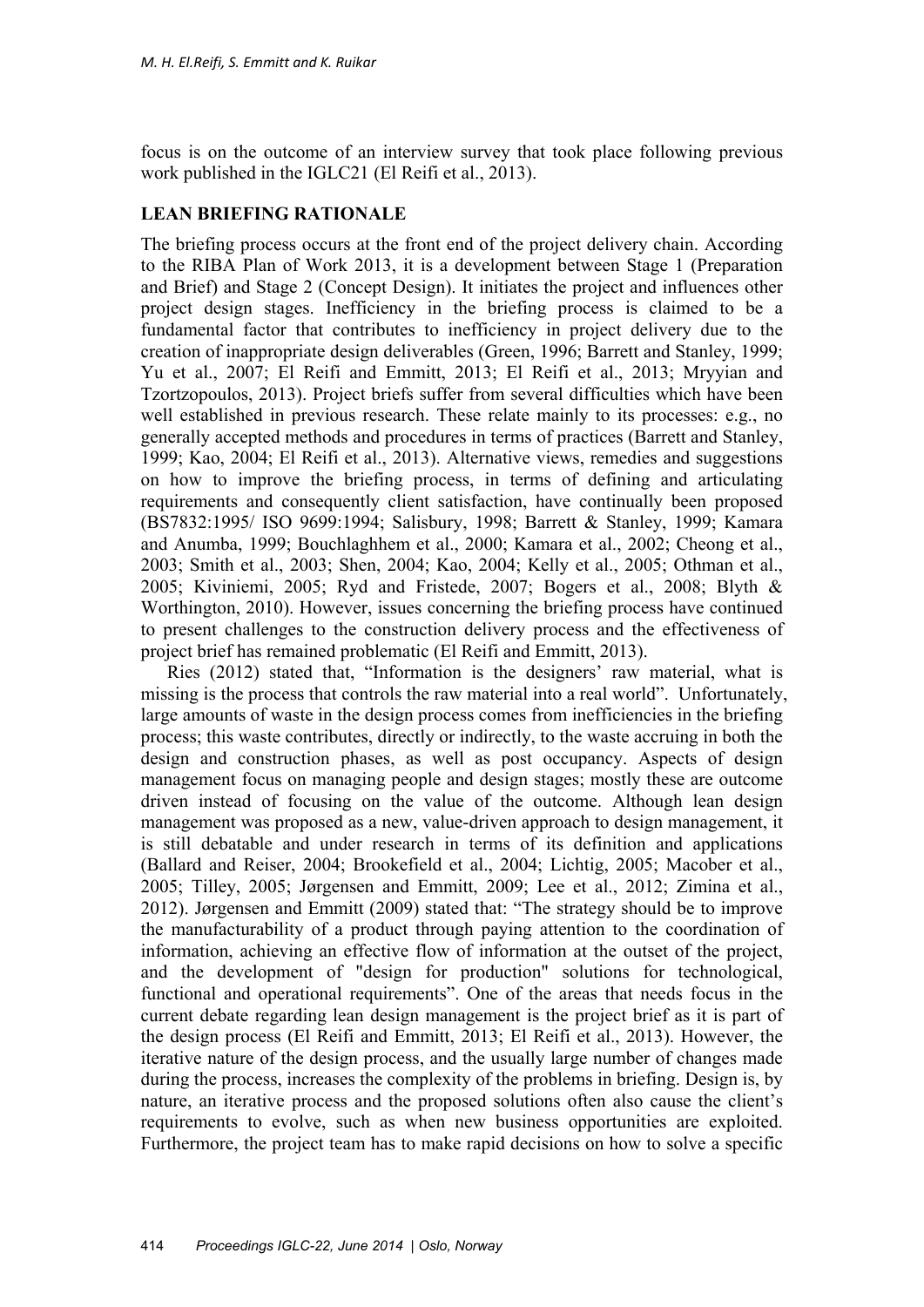focus is on the outcome of an interview survey that took place following previous work published in the IGLC21 (El Reifi et al., 2013).

## LEAN BRIEFING RATIONALE

The briefing process occurs at the front end of the project delivery chain. According to the RIBA Plan of Work 2013, it is a development between Stage 1 (Preparation and Brief) and Stage 2 (Concept Design). It initiates the project and influences other project design stages. Inefficiency in the briefing process is claimed to be a fundamental factor that contributes to inefficiency in project delivery due to the creation of inappropriate design deliverables (Green, 1996; Barrett and Stanley, 1999; Yu et al., 2007; El Reifi and Emmitt, 2013; El Reifi et al., 2013; Mryyian and Tzortzopoulos, 2013). Project briefs suffer from several difficulties which have been well established in previous research. These relate mainly to its processes: e.g., no generally accepted methods and procedures in terms of practices (Barrett and Stanley, 1999; Kao, 2004; El Reifi et al., 2013). Alternative views, remedies and suggestions on how to improve the briefing process, in terms of defining and articulating requirements and consequently client satisfaction, have continually been proposed (BS7832:1995/ ISO 9699:1994; Salisbury, 1998; Barrett & Stanley, 1999; Kamara and Anumba, 1999; Bouchlaghhem et al., 2000; Kamara et al., 2002; Cheong et al., 2003; Smith et al., 2003; Shen, 2004; Kao, 2004; Kelly et al., 2005; Othman et al., 2005; Kiviniemi, 2005; Ryd and Fristede, 2007; Bogers et al., 2008; Blyth & Worthington, 2010). However, issues concerning the briefing process have continued to present challenges to the construction delivery process and the effectiveness of project brief has remained problematic (El Reifi and Emmitt, 2013).

Ries (2012) stated that, "Information is the designers' raw material, what is missing is the process that controls the raw material into a real world". Unfortunately, large amounts of waste in the design process comes from inefficiencies in the briefing process; this waste contributes, directly or indirectly, to the waste accruing in both the design and construction phases, as well as post occupancy. Aspects of design management focus on managing people and design stages; mostly these are outcome driven instead of focusing on the value of the outcome. Although lean design management was proposed as a new, value-driven approach to design management, it is still debatable and under research in terms of its definition and applications (Ballard and Reiser, 2004; Brookefield et al., 2004; Lichtig, 2005; Macober et al., 2005; Tilley, 2005; Jørgensen and Emmitt, 2009; Lee et al., 2012; Zimina et al., 2012). Jørgensen and Emmitt (2009) stated that: "The strategy should be to improve the manufacturability of a product through paying attention to the coordination of information, achieving an effective flow of information at the outset of the project, and the development of "design for production" solutions for technological, functional and operational requirements". One of the areas that needs focus in the current debate regarding lean design management is the project brief as it is part of the design process (El Reifi and Emmitt, 2013; El Reifi et al., 2013). However, the iterative nature of the design process, and the usually large number of changes made during the process, increases the complexity of the problems in briefing. Design is, by nature, an iterative process and the proposed solutions often also cause the client's requirements to evolve, such as when new business opportunities are exploited. Furthermore, the project team has to make rapid decisions on how to solve a specific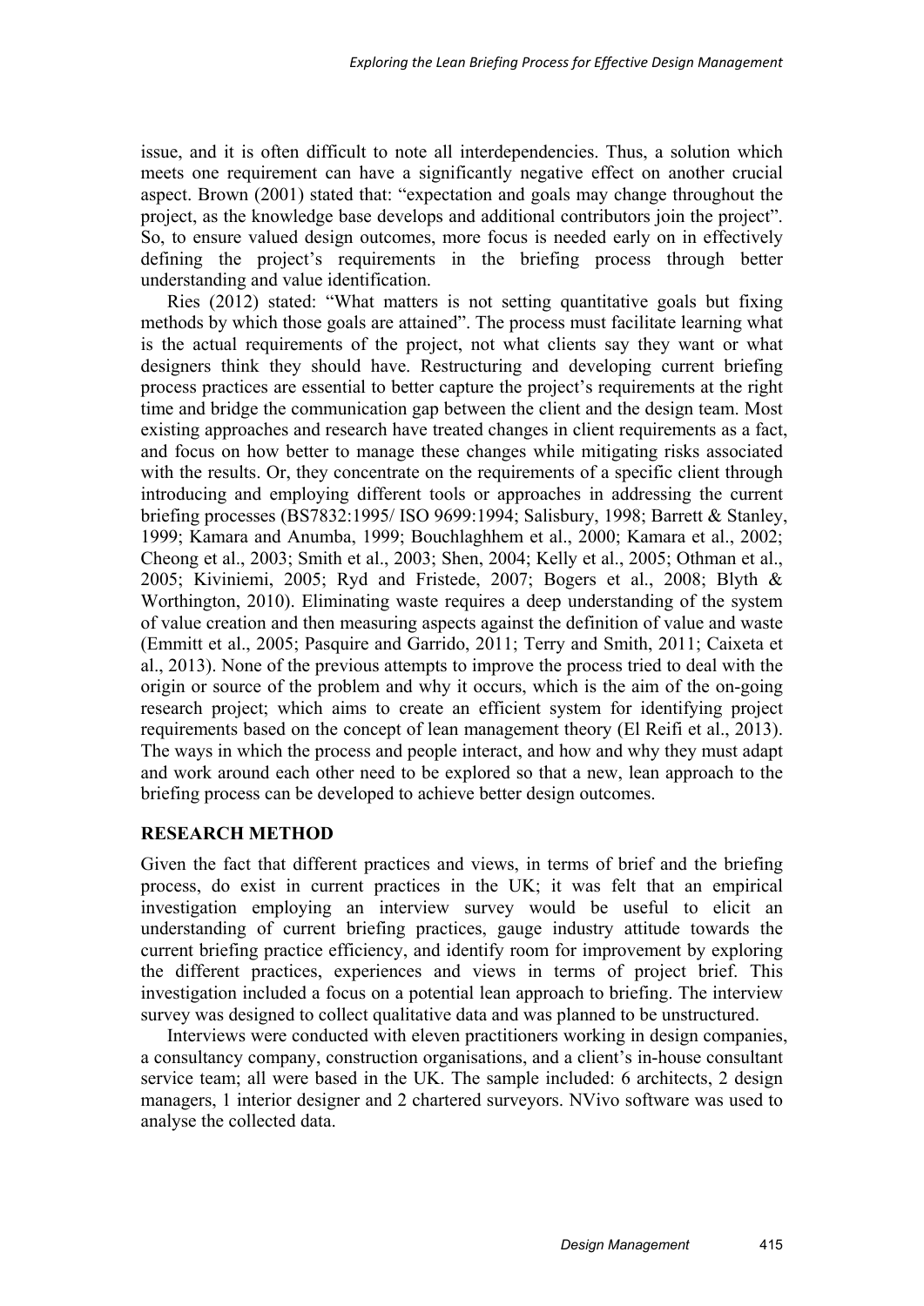issue, and it is often difficult to note all interdependencies. Thus, a solution which meets one requirement can have a significantly negative effect on another crucial aspect. Brown (2001) stated that: "expectation and goals may change throughout the project, as the knowledge base develops and additional contributors join the project". So, to ensure valued design outcomes, more focus is needed early on in effectively defining the project's requirements in the briefing process through better understanding and value identification.

Ries (2012) stated: "What matters is not setting quantitative goals but fixing methods by which those goals are attained". The process must facilitate learning what is the actual requirements of the project, not what clients say they want or what designers think they should have. Restructuring and developing current briefing process practices are essential to better capture the project's requirements at the right time and bridge the communication gap between the client and the design team. Most existing approaches and research have treated changes in client requirements as a fact, and focus on how better to manage these changes while mitigating risks associated with the results. Or, they concentrate on the requirements of a specific client through introducing and employing different tools or approaches in addressing the current briefing processes (BS7832:1995/ ISO 9699:1994; Salisbury, 1998; Barrett & Stanley, 1999; Kamara and Anumba, 1999; Bouchlaghhem et al., 2000; Kamara et al., 2002; Cheong et al., 2003; Smith et al., 2003; Shen, 2004; Kelly et al., 2005; Othman et al., 2005; Kiviniemi, 2005; Ryd and Fristede, 2007; Bogers et al., 2008; Blyth & Worthington, 2010). Eliminating waste requires a deep understanding of the system of value creation and then measuring aspects against the definition of value and waste (Emmitt et al., 2005; Pasquire and Garrido, 2011; Terry and Smith, 2011; Caixeta et al., 2013). None of the previous attempts to improve the process tried to deal with the origin or source of the problem and why it occurs, which is the aim of the on-going research project; which aims to create an efficient system for identifying project requirements based on the concept of lean management theory (El Reifi et al., 2013). The ways in which the process and people interact, and how and why they must adapt and work around each other need to be explored so that a new, lean approach to the briefing process can be developed to achieve better design outcomes.

## RESEARCH METHOD

Given the fact that different practices and views, in terms of brief and the briefing process, do exist in current practices in the UK; it was felt that an empirical investigation employing an interview survey would be useful to elicit an understanding of current briefing practices, gauge industry attitude towards the current briefing practice efficiency, and identify room for improvement by exploring the different practices, experiences and views in terms of project brief. This investigation included a focus on a potential lean approach to briefing. The interview survey was designed to collect qualitative data and was planned to be unstructured.

Interviews were conducted with eleven practitioners working in design companies, a consultancy company, construction organisations, and a client's in-house consultant service team; all were based in the UK. The sample included: 6 architects, 2 design managers, 1 interior designer and 2 chartered surveyors. NVivo software was used to analyse the collected data.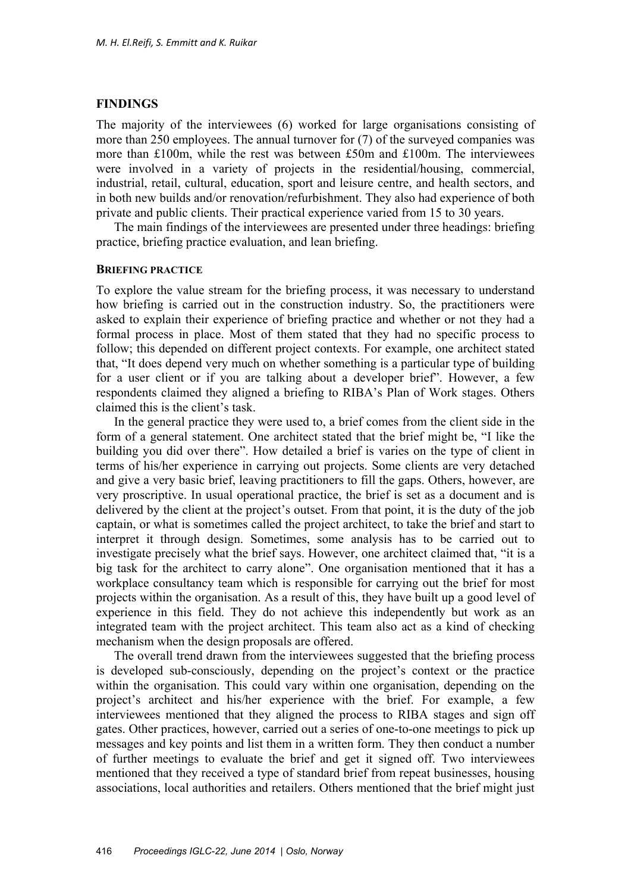## FINDINGS

The majority of the interviewees (6) worked for large organisations consisting of more than 250 employees. The annual turnover for (7) of the surveyed companies was more than £100m, while the rest was between £50m and £100m. The interviewees were involved in a variety of projects in the residential/housing, commercial, industrial, retail, cultural, education, sport and leisure centre, and health sectors, and in both new builds and/or renovation/refurbishment. They also had experience of both private and public clients. Their practical experience varied from 15 to 30 years.

The main findings of the interviewees are presented under three headings: briefing practice, briefing practice evaluation, and lean briefing.

### BRIEFING PRACTICE

To explore the value stream for the briefing process, it was necessary to understand how briefing is carried out in the construction industry. So, the practitioners were asked to explain their experience of briefing practice and whether or not they had a formal process in place. Most of them stated that they had no specific process to follow; this depended on different project contexts. For example, one architect stated that, "It does depend very much on whether something is a particular type of building for a user client or if you are talking about a developer brief". However, a few respondents claimed they aligned a briefing to RIBA's Plan of Work stages. Others claimed this is the client's task.

In the general practice they were used to, a brief comes from the client side in the form of a general statement. One architect stated that the brief might be, "I like the building you did over there". How detailed a brief is varies on the type of client in terms of his/her experience in carrying out projects. Some clients are very detached and give a very basic brief, leaving practitioners to fill the gaps. Others, however, are very proscriptive. In usual operational practice, the brief is set as a document and is delivered by the client at the project's outset. From that point, it is the duty of the job captain, or what is sometimes called the project architect, to take the brief and start to interpret it through design. Sometimes, some analysis has to be carried out to investigate precisely what the brief says. However, one architect claimed that, "it is a big task for the architect to carry alone". One organisation mentioned that it has a workplace consultancy team which is responsible for carrying out the brief for most projects within the organisation. As a result of this, they have built up a good level of experience in this field. They do not achieve this independently but work as an integrated team with the project architect. This team also act as a kind of checking mechanism when the design proposals are offered.

The overall trend drawn from the interviewees suggested that the briefing process is developed sub-consciously, depending on the project's context or the practice within the organisation. This could vary within one organisation, depending on the project's architect and his/her experience with the brief. For example, a few interviewees mentioned that they aligned the process to RIBA stages and sign off gates. Other practices, however, carried out a series of one-to-one meetings to pick up messages and key points and list them in a written form. They then conduct a number of further meetings to evaluate the brief and get it signed off. Two interviewees mentioned that they received a type of standard brief from repeat businesses, housing associations, local authorities and retailers. Others mentioned that the brief might just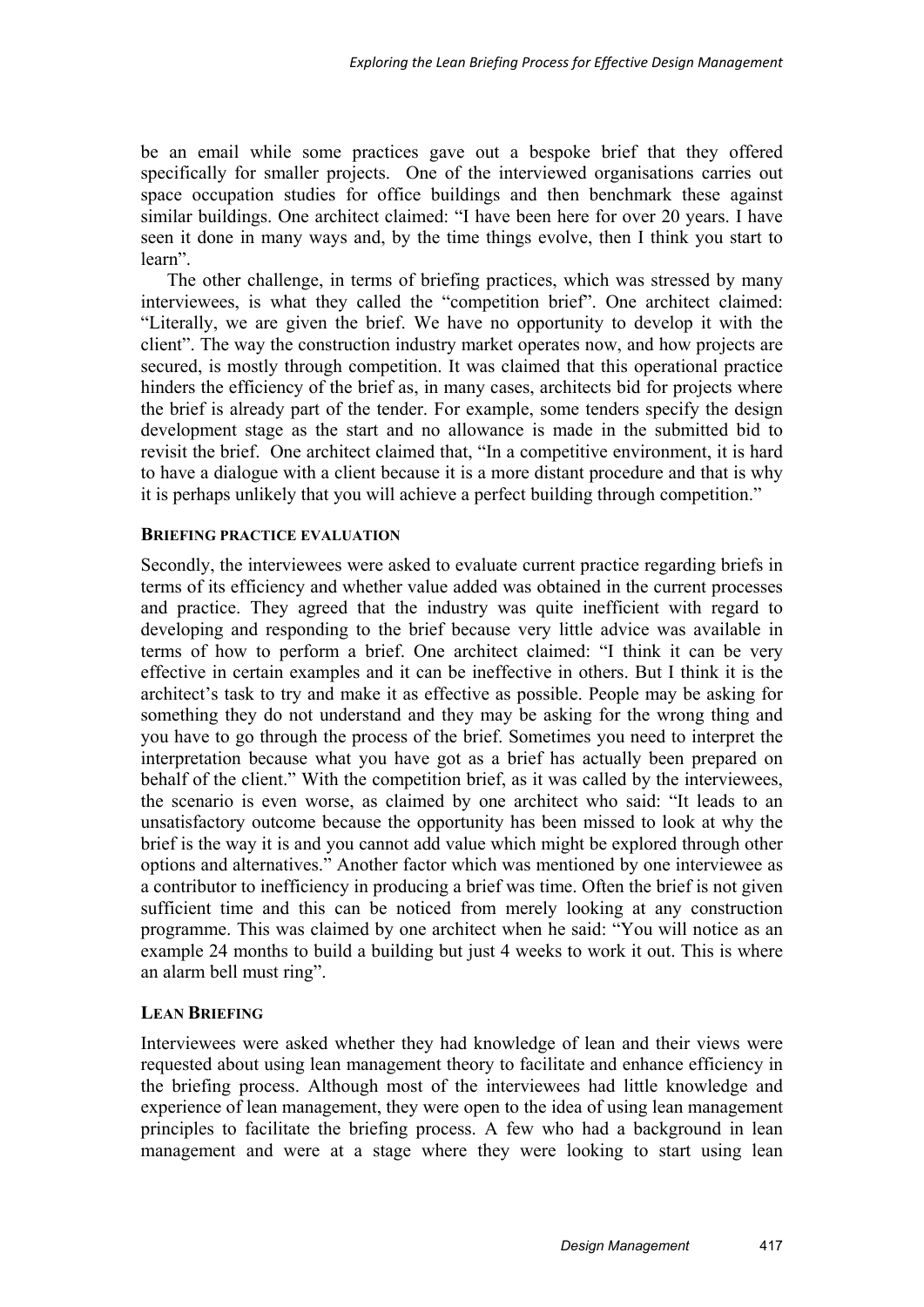be an email while some practices gave out a bespoke brief that they offered specifically for smaller projects. One of the interviewed organisations carries out space occupation studies for office buildings and then benchmark these against similar buildings. One architect claimed: "I have been here for over 20 years. I have seen it done in many ways and, by the time things evolve, then I think you start to learn".

The other challenge, in terms of briefing practices, which was stressed by many interviewees, is what they called the "competition brief". One architect claimed: "Literally, we are given the brief. We have no opportunity to develop it with the client". The way the construction industry market operates now, and how projects are secured, is mostly through competition. It was claimed that this operational practice hinders the efficiency of the brief as, in many cases, architects bid for projects where the brief is already part of the tender. For example, some tenders specify the design development stage as the start and no allowance is made in the submitted bid to revisit the brief. One architect claimed that, "In a competitive environment, it is hard to have a dialogue with a client because it is a more distant procedure and that is why it is perhaps unlikely that you will achieve a perfect building through competition."

### BRIEFING PRACTICE EVALUATION

Secondly, the interviewees were asked to evaluate current practice regarding briefs in terms of its efficiency and whether value added was obtained in the current processes and practice. They agreed that the industry was quite inefficient with regard to developing and responding to the brief because very little advice was available in terms of how to perform a brief. One architect claimed: "I think it can be very effective in certain examples and it can be ineffective in others. But I think it is the architect's task to try and make it as effective as possible. People may be asking for something they do not understand and they may be asking for the wrong thing and you have to go through the process of the brief. Sometimes you need to interpret the interpretation because what you have got as a brief has actually been prepared on behalf of the client." With the competition brief, as it was called by the interviewees, the scenario is even worse, as claimed by one architect who said: "It leads to an unsatisfactory outcome because the opportunity has been missed to look at why the brief is the way it is and you cannot add value which might be explored through other options and alternatives." Another factor which was mentioned by one interviewee as a contributor to inefficiency in producing a brief was time. Often the brief is not given sufficient time and this can be noticed from merely looking at any construction programme. This was claimed by one architect when he said: "You will notice as an example 24 months to build a building but just 4 weeks to work it out. This is where an alarm bell must ring".

### LEAN BRIEFING

Interviewees were asked whether they had knowledge of lean and their views were requested about using lean management theory to facilitate and enhance efficiency in the briefing process. Although most of the interviewees had little knowledge and experience of lean management, they were open to the idea of using lean management principles to facilitate the briefing process. A few who had a background in lean management and were at a stage where they were looking to start using lean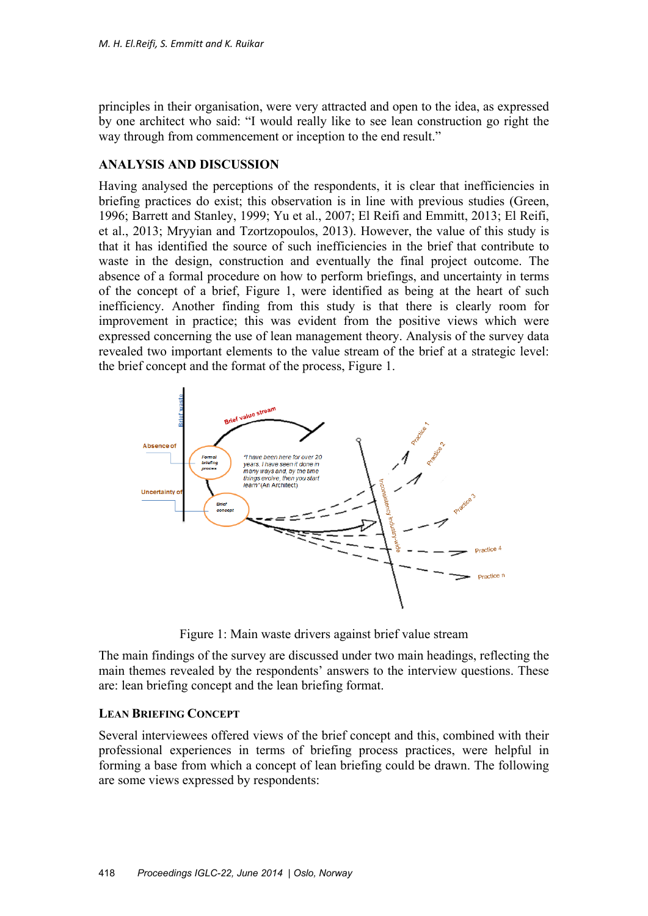principles in their organisation, were very attracted and open to the idea, as expressed by one architect who said: "I would really like to see lean construction go right the way through from commencement or inception to the end result."

## ANALYSIS AND DISCUSSION

Having analysed the perceptions of the respondents, it is clear that inefficiencies in briefing practices do exist; this observation is in line with previous studies (Green, 1996; Barrett and Stanley, 1999; Yu et al., 2007; El Reifi and Emmitt, 2013; El Reifi, et al., 2013; Mryyian and Tzortzopoulos, 2013). However, the value of this study is that it has identified the source of such inefficiencies in the brief that contribute to waste in the design, construction and eventually the final project outcome. The absence of a formal procedure on how to perform briefings, and uncertainty in terms of the concept of a brief, Figure 1, were identified as being at the heart of such inefficiency. Another finding from this study is that there is clearly room for improvement in practice; this was evident from the positive views which were expressed concerning the use of lean management theory. Analysis of the survey data revealed two important elements to the value stream of the brief at a strategic level: the brief concept and the format of the process, Figure 1.

Figure 1: Main waste drivers against brief value stream

The main findings of the survey are discussed under two main headings, reflecting the main themes revealed by the respondents' answers to the interview questions. These are: lean briefing concept and the lean briefing format.

### LEAN BRIEFING CONCEPT

Several interviewees offered views of the brief concept and this, combined with their professional experiences in terms of briefing process practices, were helpful in forming a base from which a concept of lean briefing could be drawn. The following are some views expressed by respondents: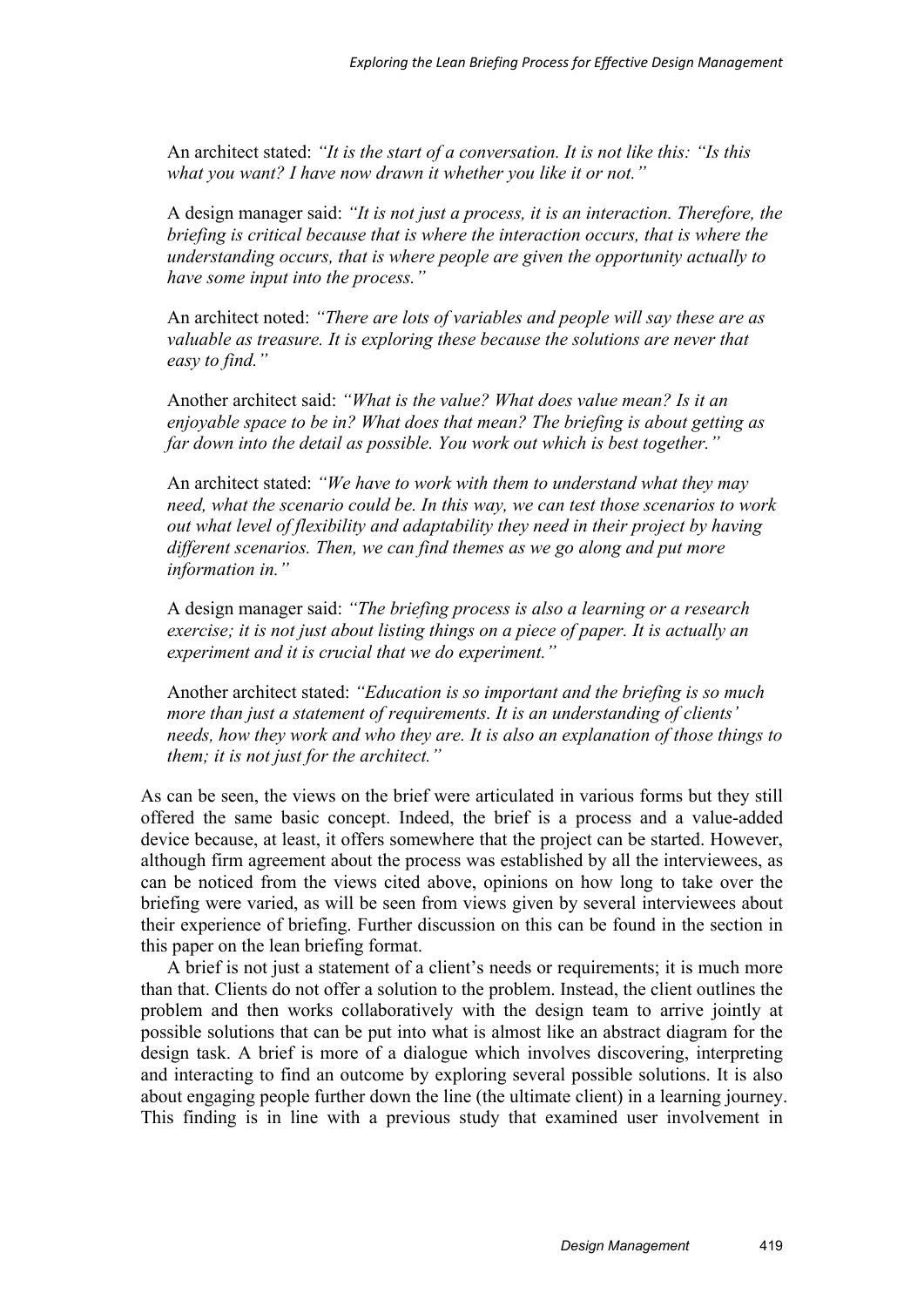An architect stated: *"It is the start of a conversation. It is not like this: "Is this what you want? I have now drawn it whether you like it or not."*

A design manager said: *"It is not just a process, it is an interaction. Therefore, the briefing is critical because that is where the interaction occurs, that is where the understanding occurs, that is where people are given the opportunity actually to have some input into the process."*

An architect noted: *"There are lots of variables and people will say these are as valuable as treasure. It is exploring these because the solutions are never that easy to find."*

Another architect said: *"What is the value? What does value mean? Is it an enjoyable space to be in? What does that mean? The briefing is about getting as far down into the detail as possible. You work out which is best together."*

An architect stated: *"We have to work with them to understand what they may need, what the scenario could be. In this way, we can test those scenarios to work out what level of flexibility and adaptability they need in their project by having different scenarios. Then, we can find themes as we go along and put more information in."*

A design manager said: *"The briefing process is also a learning or a research exercise; it is not just about listing things on a piece of paper. It is actually an experiment and it is crucial that we do experiment."*

Another architect stated: *"Education is so important and the briefing is so much more than just a statement of requirements. It is an understanding of clients' needs, how they work and who they are. It is also an explanation of those things to them; it is not just for the architect."*

As can be seen, the views on the brief were articulated in various forms but they still offered the same basic concept. Indeed, the brief is a process and a value-added device because, at least, it offers somewhere that the project can be started. However, although firm agreement about the process was established by all the interviewees, as can be noticed from the views cited above, opinions on how long to take over the briefing were varied, as will be seen from views given by several interviewees about their experience of briefing. Further discussion on this can be found in the section in this paper on the lean briefing format.

A brief is not just a statement of a client's needs or requirements; it is much more than that. Clients do not offer a solution to the problem. Instead, the client outlines the problem and then works collaboratively with the design team to arrive jointly at possible solutions that can be put into what is almost like an abstract diagram for the design task. A brief is more of a dialogue which involves discovering, interpreting and interacting to find an outcome by exploring several possible solutions. It is also about engaging people further down the line (the ultimate client) in a learning journey. This finding is in line with a previous study that examined user involvement in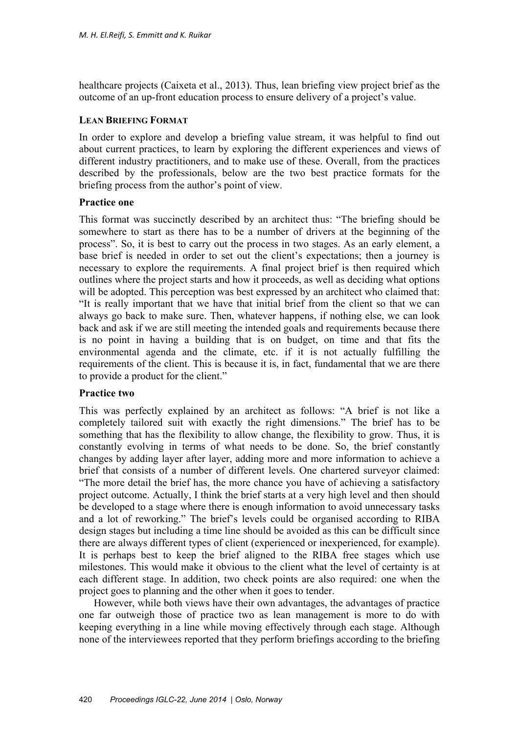healthcare projects (Caixeta et al., 2013). Thus, lean briefing view project brief as the outcome of an up-front education process to ensure delivery of a project's value.

## LEAN BRIEFING FORMAT

In order to explore and develop a briefing value stream, it was helpful to find out about current practices, to learn by exploring the different experiences and views of different industry practitioners, and to make use of these. Overall, from the practices described by the professionals, below are the two best practice formats for the briefing process from the author's point of view.

### Practice one

This format was succinctly described by an architect thus: "The briefing should be somewhere to start as there has to be a number of drivers at the beginning of the process". So, it is best to carry out the process in two stages. As an early element, a base brief is needed in order to set out the client's expectations; then a journey is necessary to explore the requirements. A final project brief is then required which outlines where the project starts and how it proceeds, as well as deciding what options will be adopted. This perception was best expressed by an architect who claimed that: "It is really important that we have that initial brief from the client so that we can always go back to make sure. Then, whatever happens, if nothing else, we can look back and ask if we are still meeting the intended goals and requirements because there is no point in having a building that is on budget, on time and that fits the environmental agenda and the climate, etc. if it is not actually fulfilling the requirements of the client. This is because it is, in fact, fundamental that we are there to provide a product for the client."

### Practice two

This was perfectly explained by an architect as follows: "A brief is not like a completely tailored suit with exactly the right dimensions." The brief has to be something that has the flexibility to allow change, the flexibility to grow. Thus, it is constantly evolving in terms of what needs to be done. So, the brief constantly changes by adding layer after layer, adding more and more information to achieve a brief that consists of a number of different levels. One chartered surveyor claimed: "The more detail the brief has, the more chance you have of achieving a satisfactory project outcome. Actually, I think the brief starts at a very high level and then should be developed to a stage where there is enough information to avoid unnecessary tasks and a lot of reworking." The brief's levels could be organised according to RIBA design stages but including a time line should be avoided as this can be difficult since there are always different types of client (experienced or inexperienced, for example). It is perhaps best to keep the brief aligned to the RIBA free stages which use milestones. This would make it obvious to the client what the level of certainty is at each different stage. In addition, two check points are also required: one when the project goes to planning and the other when it goes to tender.

However, while both views have their own advantages, the advantages of practice one far outweigh those of practice two as lean management is more to do with keeping everything in a line while moving effectively through each stage. Although none of the interviewees reported that they perform briefings according to the briefing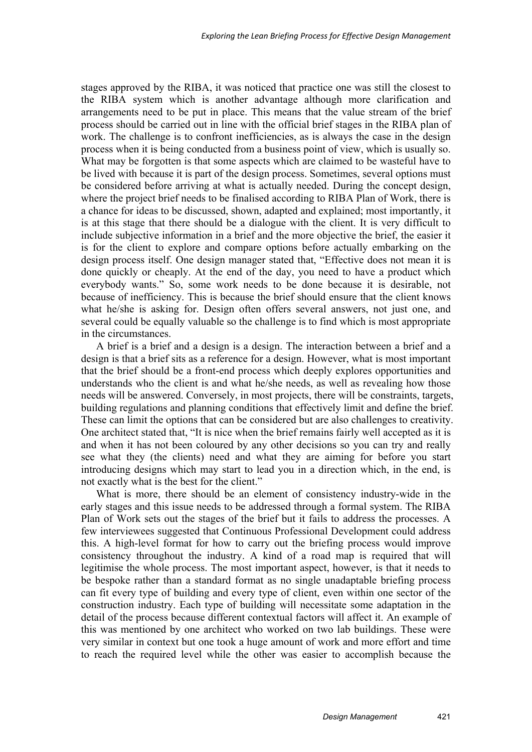stages approved by the RIBA, it was noticed that practice one was still the closest to the RIBA system which is another advantage although more clarification and arrangements need to be put in place. This means that the value stream of the brief process should be carried out in line with the official brief stages in the RIBA plan of work. The challenge is to confront inefficiencies, as is always the case in the design process when it is being conducted from a business point of view, which is usually so. What may be forgotten is that some aspects which are claimed to be wasteful have to be lived with because it is part of the design process. Sometimes, several options must be considered before arriving at what is actually needed. During the concept design, where the project brief needs to be finalised according to RIBA Plan of Work, there is a chance for ideas to be discussed, shown, adapted and explained; most importantly, it is at this stage that there should be a dialogue with the client. It is very difficult to include subjective information in a brief and the more objective the brief, the easier it is for the client to explore and compare options before actually embarking on the design process itself. One design manager stated that, "Effective does not mean it is done quickly or cheaply. At the end of the day, you need to have a product which everybody wants." So, some work needs to be done because it is desirable, not because of inefficiency. This is because the brief should ensure that the client knows what he/she is asking for. Design often offers several answers, not just one, and several could be equally valuable so the challenge is to find which is most appropriate in the circumstances.

A brief is a brief and a design is a design. The interaction between a brief and a design is that a brief sits as a reference for a design. However, what is most important that the brief should be a front-end process which deeply explores opportunities and understands who the client is and what he/she needs, as well as revealing how those needs will be answered. Conversely, in most projects, there will be constraints, targets, building regulations and planning conditions that effectively limit and define the brief. These can limit the options that can be considered but are also challenges to creativity. One architect stated that, "It is nice when the brief remains fairly well accepted as it is and when it has not been coloured by any other decisions so you can try and really see what they (the clients) need and what they are aiming for before you start introducing designs which may start to lead you in a direction which, in the end, is not exactly what is the best for the client."

What is more, there should be an element of consistency industry-wide in the early stages and this issue needs to be addressed through a formal system. The RIBA Plan of Work sets out the stages of the brief but it fails to address the processes. A few interviewees suggested that Continuous Professional Development could address this. A high-level format for how to carry out the briefing process would improve consistency throughout the industry. A kind of a road map is required that will legitimise the whole process. The most important aspect, however, is that it needs to be bespoke rather than a standard format as no single unadaptable briefing process can fit every type of building and every type of client, even within one sector of the construction industry. Each type of building will necessitate some adaptation in the detail of the process because different contextual factors will affect it. An example of this was mentioned by one architect who worked on two lab buildings. These were very similar in context but one took a huge amount of work and more effort and time to reach the required level while the other was easier to accomplish because the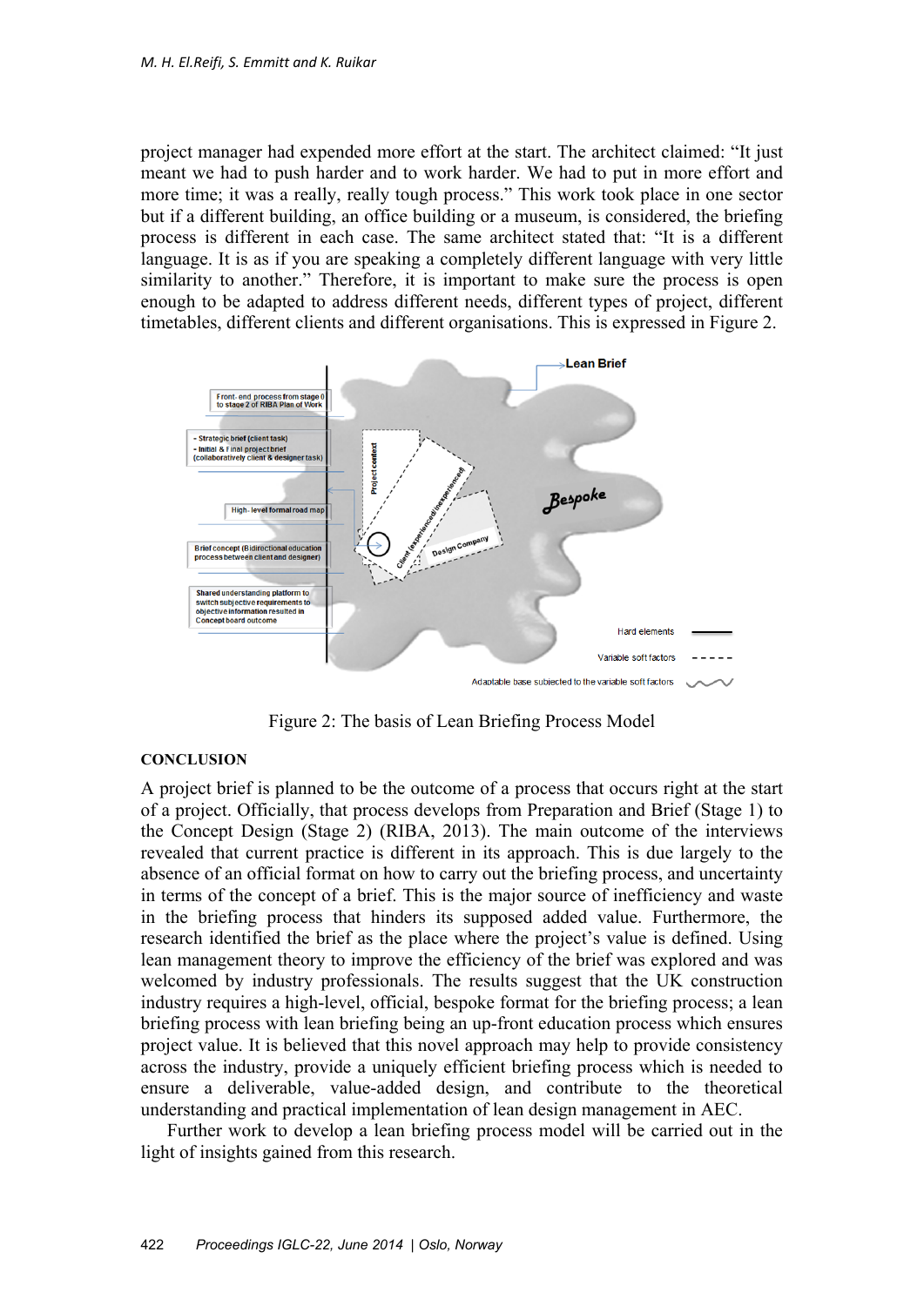project manager had expended more effort at the start. The architect claimed: "It just meant we had to push harder and to work harder. We had to put in more effort and more time; it was a really, really tough process." This work took place in one sector but if a different building, an office building or a museum, is considered, the briefing process is different in each case. The same architect stated that: "It is a different language. It is as if you are speaking a completely different language with very little similarity to another." Therefore, it is important to make sure the process is open enough to be adapted to address different needs, different types of project, different timetables, different clients and different organisations. This is expressed in Figure 2.

Figure 2: The basis of Lean Briefing Process Model

## CONCLUSION

A project brief is planned to be the outcome of a process that occurs right at the start of a project. Officially, that process develops from Preparation and Brief (Stage 1) to the Concept Design (Stage 2) (RIBA, 2013). The main outcome of the interviews revealed that current practice is different in its approach. This is due largely to the absence of an official format on how to carry out the briefing process, and uncertainty in terms of the concept of a brief. This is the major source of inefficiency and waste in the briefing process that hinders its supposed added value. Furthermore, the research identified the brief as the place where the project's value is defined. Using lean management theory to improve the efficiency of the brief was explored and was welcomed by industry professionals. The results suggest that the UK construction industry requires a high-level, official, bespoke format for the briefing process; a lean briefing process with lean briefing being an up-front education process which ensures project value. It is believed that this novel approach may help to provide consistency across the industry, provide a uniquely efficient briefing process which is needed to ensure a deliverable, value-added design, and contribute to the theoretical understanding and practical implementation of lean design management in AEC.

Further work to develop a lean briefing process model will be carried out in the light of insights gained from this research.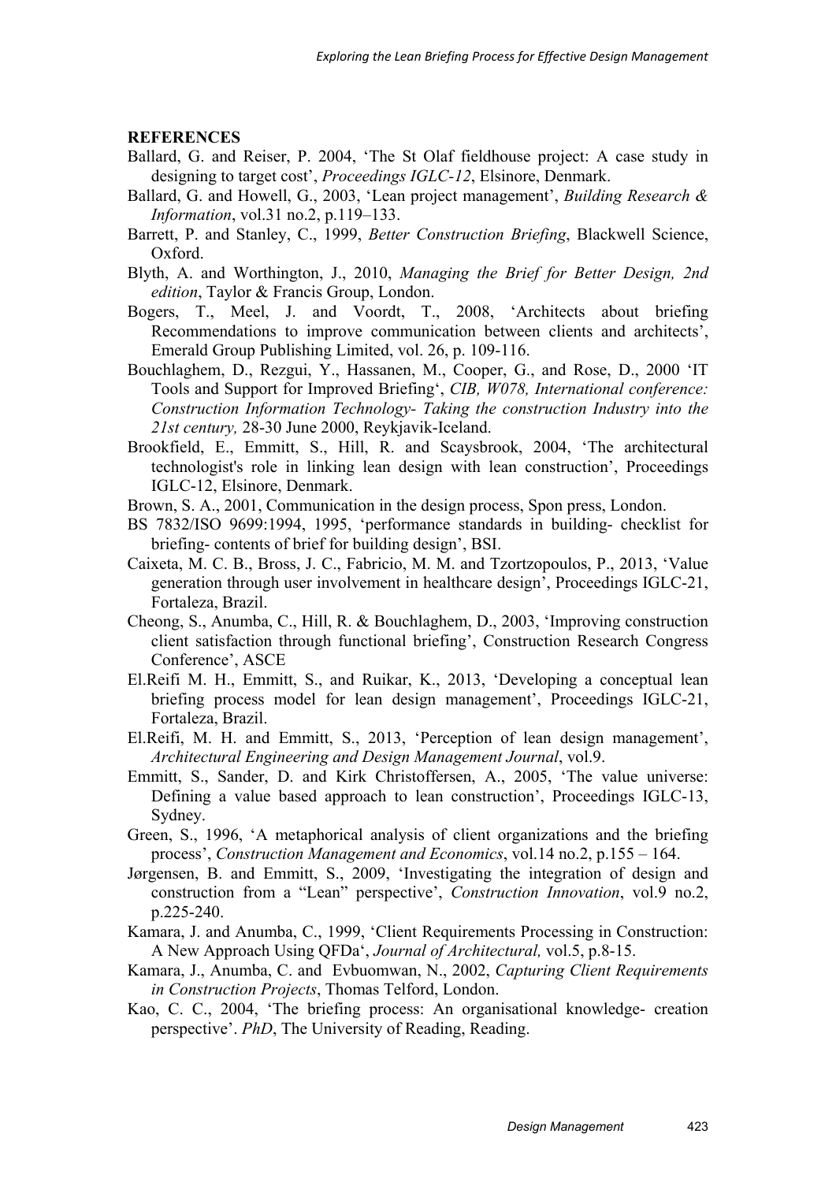## REFERENCES

Ballard, G. and Reiser, P. 2004, 'The St Olaf fieldhouse project: A case study in designing to target cost', *Proceedings IGLC-12*, Elsinore, Denmark.

Ballard, G. and Howell, G., 2003, 'Lean project management', *Building Research & Information*, vol.31 no.2, p.119–133.

Barrett, P. and Stanley, C., 1999, *Better Construction Briefing*, Blackwell Science, Oxford.

Blyth, A. and Worthington, J., 2010, *Managing the Brief for Better Design, 2nd edition*, Taylor & Francis Group, London.

Bogers, T., Meel, J. and Voordt, T., 2008, 'Architects about briefing Recommendations to improve communication between clients and architects', Emerald Group Publishing Limited, vol. 26, p. 109-116.

Bouchlaghem, D., Rezgui, Y., Hassanen, M., Cooper, G., and Rose, D., 2000 'IT Tools and Support for Improved Briefing', *CIB, W078, International conference: Construction Information Technology- Taking the construction Industry into the 21st century,* 28-30 June 2000, Reykjavik-Iceland.

Brookfield, E., Emmitt, S., Hill, R. and Scaysbrook, 2004, 'The architectural technologist's role in linking lean design with lean construction', Proceedings IGLC-12, Elsinore, Denmark.

Brown, S. A., 2001, Communication in the design process, Spon press, London.

BS 7832/ISO 9699:1994, 1995, 'performance standards in building- checklist for briefing- contents of brief for building design', BSI.

Caixeta, M. C. B., Bross, J. C., Fabricio, M. M. and Tzortzopoulos, P., 2013, 'Value generation through user involvement in healthcare design', Proceedings IGLC-21, Fortaleza, Brazil.

Cheong, S., Anumba, C., Hill, R. & Bouchlaghem, D., 2003, 'Improving construction client satisfaction through functional briefing', Construction Research Congress Conference', ASCE

El.Reifi M. H., Emmitt, S., and Ruikar, K., 2013, 'Developing a conceptual lean briefing process model for lean design management', Proceedings IGLC-21, Fortaleza, Brazil.

El.Reifi, M. H. and Emmitt, S., 2013, 'Perception of lean design management', *Architectural Engineering and Design Management Journal*, vol.9.

Emmitt, S., Sander, D. and Kirk Christoffersen, A., 2005, 'The value universe: Defining a value based approach to lean construction', Proceedings IGLC-13, Sydney.

Green, S., 1996, 'A metaphorical analysis of client organizations and the briefing process', *Construction Management and Economics*, vol.14 no.2, p.155 – 164.

Jørgensen, B. and Emmitt, S., 2009, 'Investigating the integration of design and construction from a "Lean" perspective', *Construction Innovation*, vol.9 no.2, p.225-240.

Kamara, J. and Anumba, C., 1999, 'Client Requirements Processing in Construction: A New Approach Using QFDa', *Journal of Architectural,* vol.5, p.8-15.

Kamara, J., Anumba, C. and Evbuomwan, N., 2002, *Capturing Client Requirements in Construction Projects*, Thomas Telford, London.

Kao, C. C., 2004, 'The briefing process: An organisational knowledge- creation perspective'. *PhD*, The University of Reading, Reading.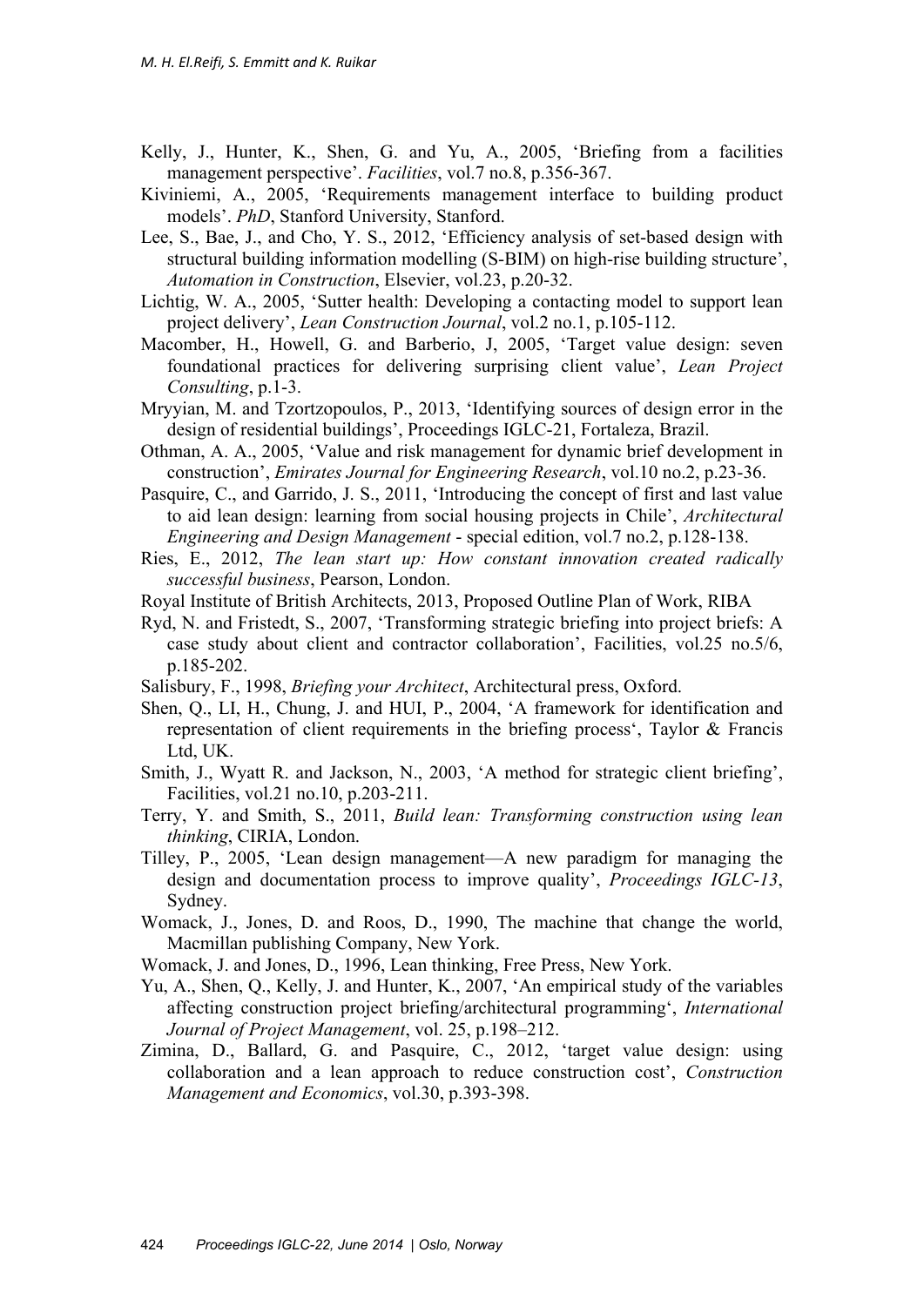Kelly, J., Hunter, K., Shen, G. and Yu, A., 2005, 'Briefing from a facilities management perspective'. *Facilities*, vol.7 no.8, p.356-367.

Kiviniemi, A., 2005, 'Requirements management interface to building product models'. *PhD*, Stanford University, Stanford.

Lee, S., Bae, J., and Cho, Y. S., 2012, 'Efficiency analysis of set-based design with structural building information modelling (S-BIM) on high-rise building structure', *Automation in Construction*, Elsevier, vol.23, p.20-32.

Lichtig, W. A., 2005, 'Sutter health: Developing a contacting model to support lean project delivery', *Lean Construction Journal*, vol.2 no.1, p.105-112.

Macomber, H., Howell, G. and Barberio, J, 2005, 'Target value design: seven foundational practices for delivering surprising client value', *Lean Project Consulting*, p.1-3.

Mryyian, M. and Tzortzopoulos, P., 2013, 'Identifying sources of design error in the design of residential buildings', Proceedings IGLC-21, Fortaleza, Brazil.

Othman, A. A., 2005, 'Value and risk management for dynamic brief development in construction', *Emirates Journal for Engineering Research*, vol.10 no.2, p.23-36.

Pasquire, C., and Garrido, J. S., 2011, 'Introducing the concept of first and last value to aid lean design: learning from social housing projects in Chile', *Architectural Engineering and Design Management* - special edition, vol.7 no.2, p.128-138.

Ries, E., 2012, *The lean start up: How constant innovation created radically successful business*, Pearson, London.

Royal Institute of British Architects, 2013, Proposed Outline Plan of Work, RIBA

Ryd, N. and Fristedt, S., 2007, 'Transforming strategic briefing into project briefs: A case study about client and contractor collaboration', Facilities, vol.25 no.5/6, p.185-202.

Salisbury, F., 1998, *Briefing your Architect*, Architectural press, Oxford.

Shen, Q., LI, H., Chung, J. and HUI, P., 2004, 'A framework for identification and representation of client requirements in the briefing process', Taylor & Francis Ltd, UK.

Smith, J., Wyatt R. and Jackson, N., 2003, 'A method for strategic client briefing', Facilities, vol.21 no.10, p.203-211.

Terry, Y. and Smith, S., 2011, *Build lean: Transforming construction using lean thinking*, CIRIA, London.

Tilley, P., 2005, 'Lean design management—A new paradigm for managing the design and documentation process to improve quality', *Proceedings IGLC-13*, Sydney.

Womack, J., Jones, D. and Roos, D., 1990, The machine that change the world, Macmillan publishing Company, New York.

Womack, J. and Jones, D., 1996, Lean thinking, Free Press, New York.

Yu, A., Shen, Q., Kelly, J. and Hunter, K., 2007, 'An empirical study of the variables affecting construction project briefing/architectural programming', *International Journal of Project Management*, vol. 25, p.198–212.

Zimina, D., Ballard, G. and Pasquire, C., 2012, 'target value design: using collaboration and a lean approach to reduce construction cost', *Construction Management and Economics*, vol.30, p.393-398.